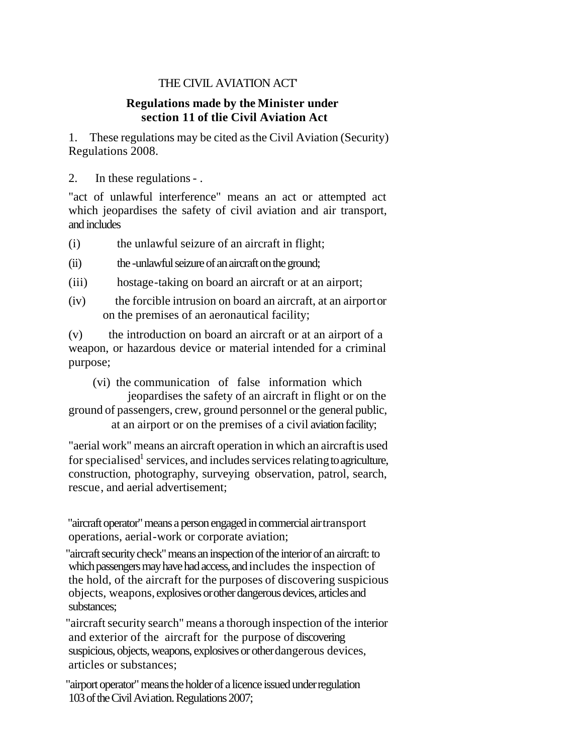THE CIVIL AVIATION ACT'

**Regulations made by the Minister under section 11 of tlie Civil Aviation Act**

1. These regulations may be cited as the Civil Aviation (Security) Regulations 2008.

2. In these regulations - .

"act of unlawful interference" means an act or attempted act which jeopardises the safety of civil aviation and air transport, and includes

(i) the unlawful seizure of an aircraft in flight;

(ii) the -unlawful seizure of an aircraft on the ground;

(iii) hostage-taking on board an aircraft or at an airport;

(iv) the forcible intrusion on board an aircraft, at an airport or on the premises of an aeronautical facility;

(v) the introduction on board an aircraft or at an airport of a weapon, or hazardous device or material intended for a criminal purpose;

(vi) the communication of false information which jeopardises the safety of an aircraft in flight or on the ground of passengers, crew, ground personnel or the general public, at an airport or on the premises of a civil aviation facility;

"aerial work" means an aircraft operation in which an aircraft is used for specialised[1] services, and includes services relating to agriculture, construction, photography, surveying observation, patrol, search, rescue, and aerial advertisement;

"aircraft operator" means a person engaged in commercial air transport operations, aerial-work or corporate aviation;

"aircraft security check" means an inspection of the interior of an aircraft: to which passengers may have had access, and includes the inspection of the hold, of the aircraft for the purposes of discovering suspicious objects, weapons, explosives or other dangerous devices, articles and substances;

"aircraft security search" means a thorough inspection of the interior and exterior of the aircraft for the purpose of discovering suspicious, objects, weapons, explosives or other dangerous devices, articles or substances;

"airport operator" means the holder of a licence issued under regulation 103 of the Civil Aviation. Regulations 2007;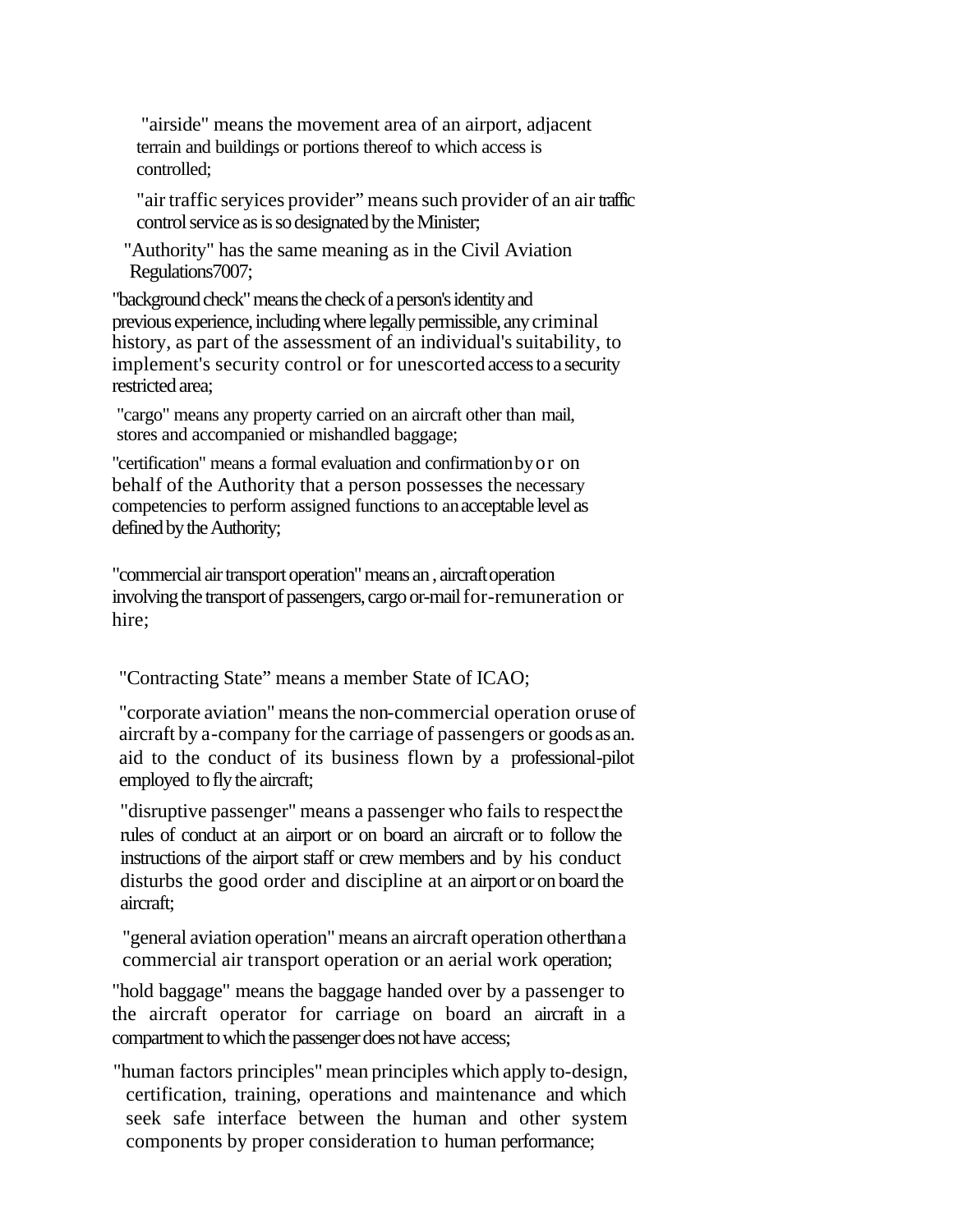"airside" means the movement area of an airport, adjacent terrain and buildings or portions thereof to which access is controlled;

"air traffic seryices provider" means such provider of an air traffic control service as is so designated by the Minister;

"Authority" has the same meaning as in the Civil Aviation Regulations7007;

"background check" means the check of a person's identity and previous experience, including where legally permissible, any criminal history, as part of the assessment of an individual's suitability, to implement's security control or for unescorted access to a security restricted area;

"cargo" means any property carried on an aircraft other than mail, stores and accompanied or mishandled baggage;

"certification" means a formal evaluation and confirmation by or on behalf of the Authority that a person possesses the necessary competencies to perform assigned functions to an acceptable level as defined by the Authority;

"commercial air transport operation" means an , aircraft operation involving the transport of passengers, cargo or-mail for-remuneration or hire;

"Contracting State" means a member State of ICAO;

"corporate aviation" means the non-commercial operation oruse of aircraft by a-company for the carriage of passengers or goods as an. aid to the conduct of its business flown by a professional-pilot employed to fly the aircraft;

"disruptive passenger" means a passenger who fails to respect the rules of conduct at an airport or on board an aircraft or to follow the instructions of the airport staff or crew members and by his conduct disturbs the good order and discipline at an airport or on board the aircraft;

"general aviation operation" means an aircraft operation other than a commercial air transport operation or an aerial work operation;

"hold baggage" means the baggage handed over by a passenger to the aircraft operator for carriage on board an aircraft in a compartment to which the passenger does not have access;

"human factors principles" mean principles which apply to-design, certification, training, operations and maintenance and which seek safe interface between the human and other system components by proper consideration to human performance;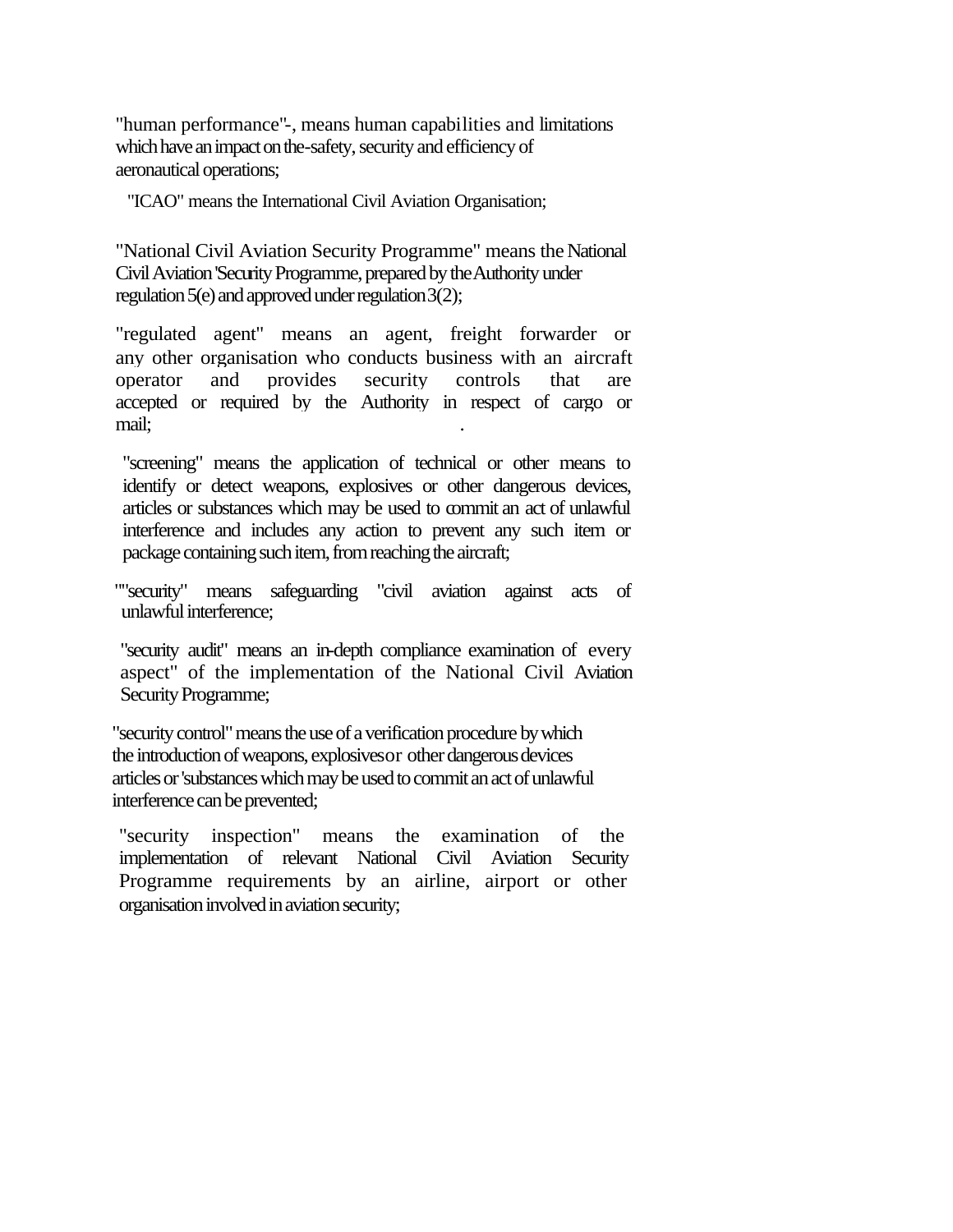"human performance"-, means human capabilities and limitations which have an impact on the-safety, security and efficiency of aeronautical operations;

"ICAO" means the International Civil Aviation Organisation;

"National Civil Aviation Security Programme" means the National Civil Aviation 'Security Programme, prepared by the Authority under regulation 5(e) and approved under regulation 3(2);

"regulated agent" means an agent, freight forwarder or any other organisation who conducts business with an aircraft operator and provides security controls that are accepted or required by the Authority in respect of cargo or mail; .

"screening" means the application of technical or other means to identify or detect weapons, explosives or other dangerous devices, articles or substances which may be used to commit an act of unlawful interference and includes any action to prevent any such item or package containing such item, from reaching the aircraft;

""security" means safeguarding "civil aviation against acts of unlawful interference;

"security audit" means an in-depth compliance examination of every aspect" of the implementation of the National Civil Aviation Security Programme;

"security control" means the use of a verification procedure by which the introduction of weapons, explosives or other dangerous devices articles or 'substances which may be used to commit an act of unlawful interference can be prevented;

"security inspection" means the examination of the implementation of relevant National Civil Aviation Security Programme requirements by an airline, airport or other organisation involved in aviation security;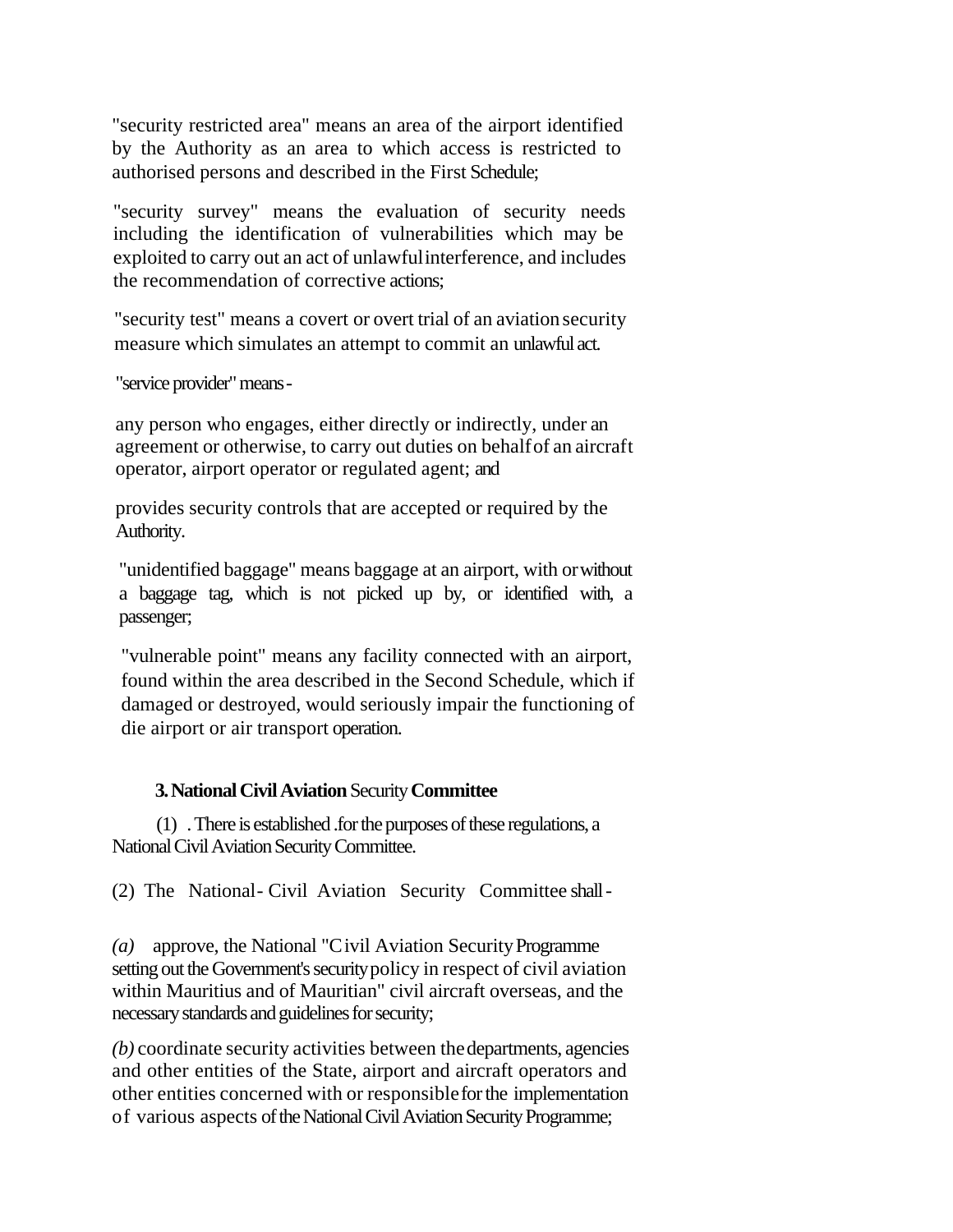"security restricted area" means an area of the airport identified by the Authority as an area to which access is restricted to authorised persons and described in the First Schedule;

"security survey" means the evaluation of security needs including the identification of vulnerabilities which may be exploited to carry out an act of unlawful interference, and includes the recommendation of corrective actions;

"security test" means a covert or overt trial of an aviation security measure which simulates an attempt to commit an unlawful act.

"service provider" means -

any person who engages, either directly or indirectly, under an agreement or otherwise, to carry out duties on behalf of an aircraft operator, airport operator or regulated agent; and

provides security controls that are accepted or required by the Authority.

"unidentified baggage" means baggage at an airport, with or without a baggage tag, which is not picked up by, or identified with, a passenger;

"vulnerable point" means any facility connected with an airport, found within the area described in the Second Schedule, which if damaged or destroyed, would seriously impair the functioning of die airport or air transport operation.

### 3. National Civil Aviation Security Committee

(1) . There is established .for the purposes of these regulations, a National Civil Aviation Security Committee.

(2) The National- Civil Aviation Security Committee shall -

*(a)* approve, the National "Civil Aviation Security Programme setting out the Government's security policy in respect of civil aviation within Mauritius and of Mauritian" civil aircraft overseas, and the necessary standards and guidelines for security;

*(b)* coordinate security activities between the departments, agencies and other entities of the State, airport and aircraft operators and other entities concerned with or responsible for the implementation of various aspects of the National Civil Aviation Security Programme;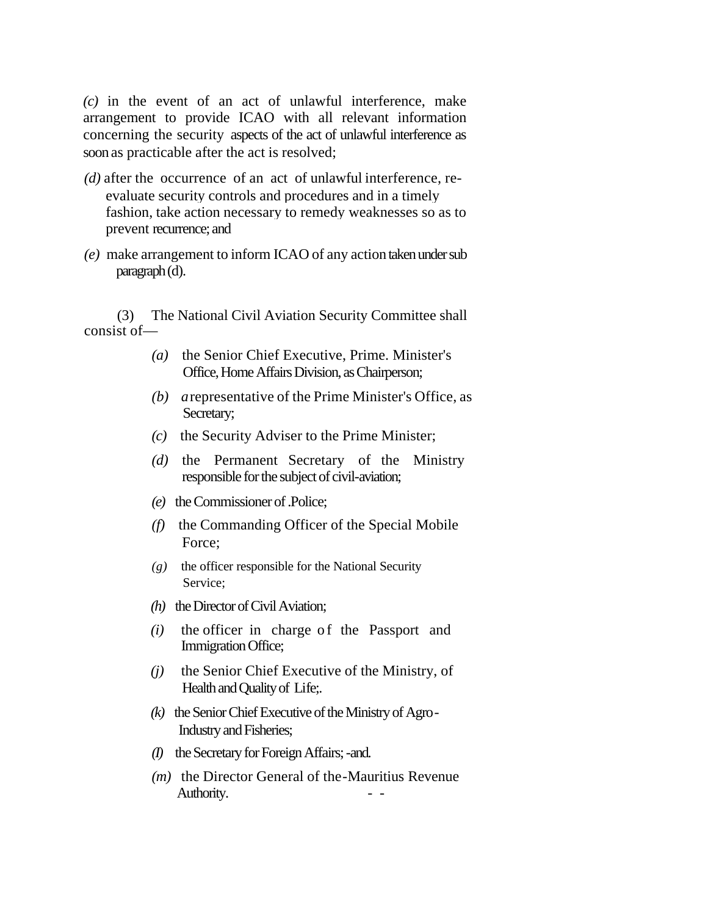*(c)* in the event of an act of unlawful interference, make arrangement to provide ICAO with all relevant information concerning the security aspects of the act of unlawful interference as soon as practicable after the act is resolved;

*(d)* after the occurrence of an act of unlawful interference, re-evaluate security controls and procedures and in a timely fashion, take action necessary to remedy weaknesses so as to prevent recurrence; and

*(e)* make arrangement to inform ICAO of any action taken under sub paragraph (d).

(3) The National Civil Aviation Security Committee shall consist of—

*(a)* the Senior Chief Executive, Prime. Minister's Office, Home Affairs Division, as Chairperson;

*(b)* *a* representative of the Prime Minister's Office, as Secretary;

*(c)* the Security Adviser to the Prime Minister;

*(d)* the Permanent Secretary of the Ministry responsible for the subject of civil-aviation;

*(e)* the Commissioner of .Police;

*(f)* the Commanding Officer of the Special Mobile Force;

*(g)* the officer responsible for the National Security Service;

*(h)* the Director of Civil Aviation;

*(i)* the officer in charge of the Passport and Immigration Office;

*(j)* the Senior Chief Executive of the Ministry, of Health and Quality of Life;.

*(k)* the Senior Chief Executive of the Ministry of Agro-Industry and Fisheries;

*(l)* the Secretary for Foreign Affairs; -and.

*(m)* the Director General of the-Mauritius Revenue Authority. - -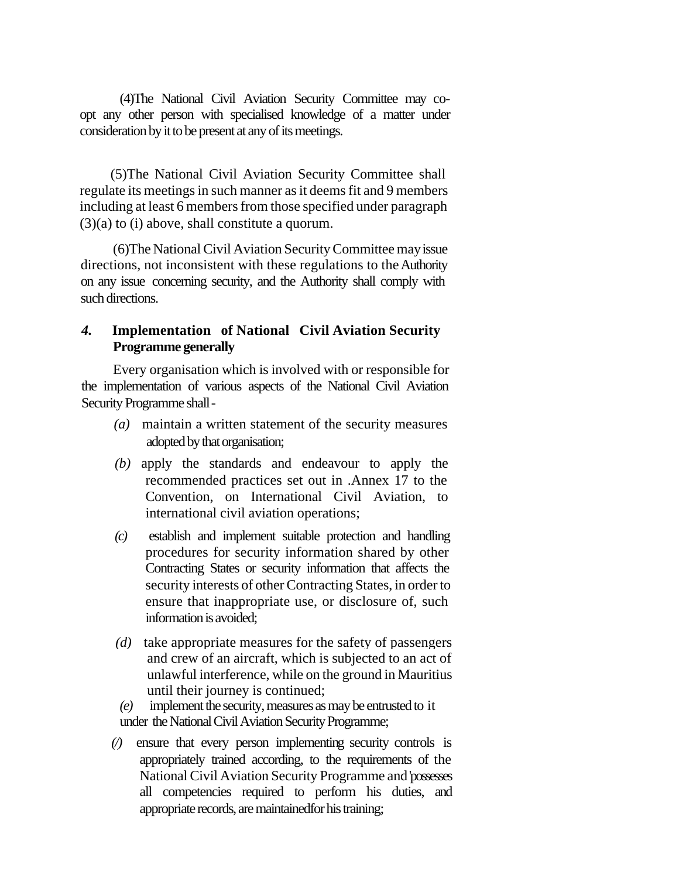(4) The National Civil Aviation Security Committee may co-opt any other person with specialised knowledge of a matter under consideration by it to be present at any of its meetings.

(5) The National Civil Aviation Security Committee shall regulate its meetings in such manner as it deems fit and 9 members including at least 6 members from those specified under paragraph (3)(a) to (i) above, shall constitute a quorum.

(6) The National Civil Aviation Security Committee may issue directions, not inconsistent with these regulations to the Authority on any issue concerning security, and the Authority shall comply with such directions.

### *4.* Implementation of National Civil Aviation Security Programme generally

Every organisation which is involved with or responsible for the implementation of various aspects of the National Civil Aviation Security Programme shall -

*(a)* maintain a written statement of the security measures adopted by that organisation;

*(b)* apply the standards and endeavour to apply the recommended practices set out in .Annex 17 to the Convention, on International Civil Aviation, to international civil aviation operations;

*(c)* establish and implement suitable protection and handling procedures for security information shared by other Contracting States or security information that affects the security interests of other Contracting States, in order to ensure that inappropriate use, or disclosure of, such information is avoided;

*(d)* take appropriate measures for the safety of passengers and crew of an aircraft, which is subjected to an act of unlawful interference, while on the ground in Mauritius until their journey is continued;

*(e)* implement the security, measures as may be entrusted to it under the National Civil Aviation Security Programme;

*(/)* ensure that every person implementing security controls is appropriately trained according, to the requirements of the National Civil Aviation Security Programme and 'possesses all competencies required to perform his duties, and appropriate records, are maintainedfor his training;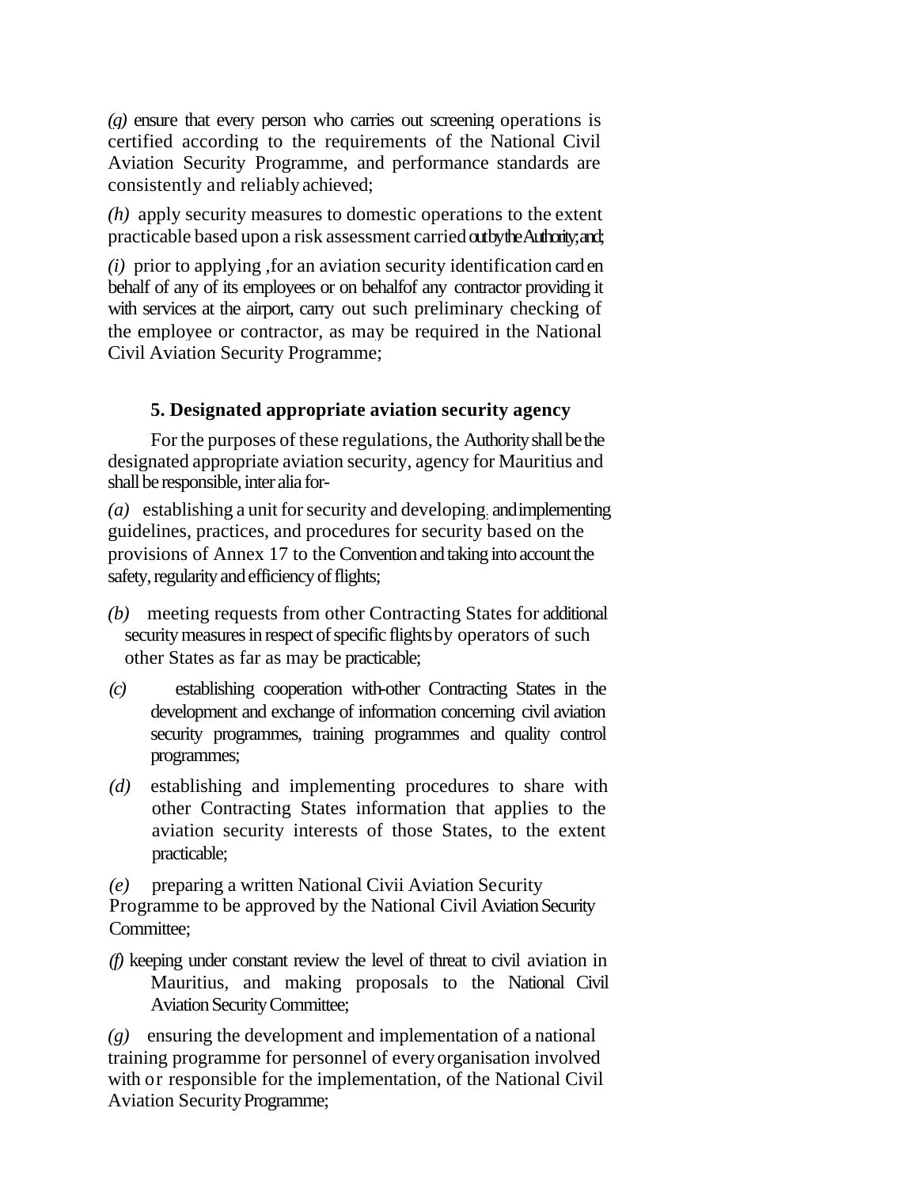*(g)* ensure that every person who carries out screening operations is certified according to the requirements of the National Civil Aviation Security Programme, and performance standards are consistently and reliably achieved;

*(h)* apply security measures to domestic operations to the extent practicable based upon a risk assessment carried out by the Authority; and;

*(i)* prior to applying ,for an aviation security identification card en behalf of any of its employees or on behalfof any contractor providing it with services at the airport, carry out such preliminary checking of the employee or contractor, as may be required in the National Civil Aviation Security Programme;

**5. Designated appropriate aviation security agency**

For the purposes of these regulations, the Authority shall be the designated appropriate aviation security, agency for Mauritius and shall be responsible, inter alia for-

*(a)* establishing a unit for security and developing, and implementing guidelines, practices, and procedures for security based on the provisions of Annex 17 to the Convention and taking into account the safety, regularity and efficiency of flights;

*(b)* meeting requests from other Contracting States for additional security measures in respect of specific flights by operators of such other States as far as may be practicable;

*(c)* establishing cooperation with-other Contracting States in the development and exchange of information concerning civil aviation security programmes, training programmes and quality control programmes;

*(d)* establishing and implementing procedures to share with other Contracting States information that applies to the aviation security interests of those States, to the extent practicable;

*(e)* preparing a written National Civii Aviation Security Programme to be approved by the National Civil Aviation Security Committee;

*(f)* keeping under constant review the level of threat to civil aviation in Mauritius, and making proposals to the National Civil Aviation Security Committee;

*(g)* ensuring the development and implementation of a national training programme for personnel of every organisation involved with or responsible for the implementation, of the National Civil Aviation Security Programme;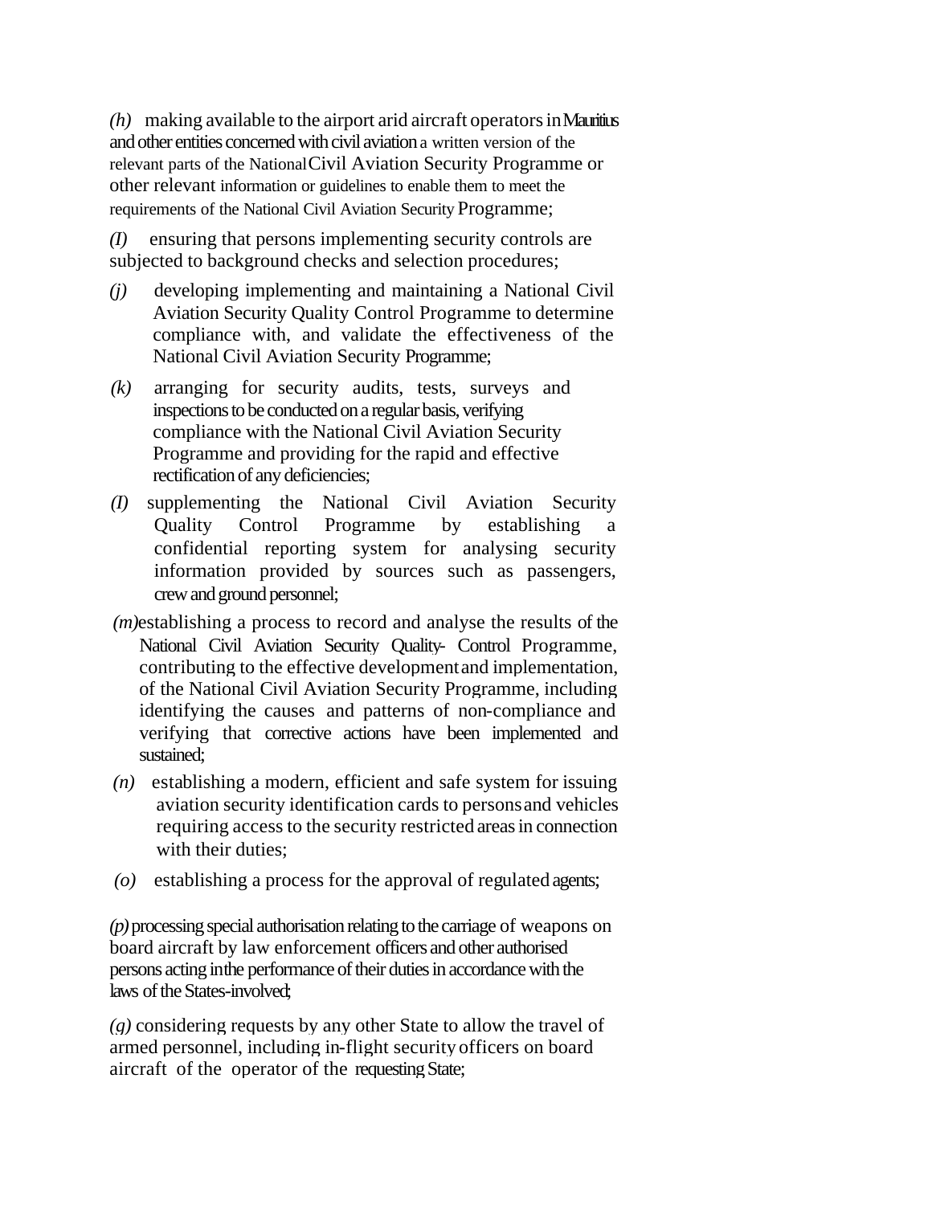*(h)* making available to the airport arid aircraft operators in Mauritius and other entities concerned with civil aviation a written version of the relevant parts of the National Civil Aviation Security Programme or other relevant information or guidelines to enable them to meet the requirements of the National Civil Aviation Security Programme;

*(I)* ensuring that persons implementing security controls are subjected to background checks and selection procedures;

*(j)* developing implementing and maintaining a National Civil Aviation Security Quality Control Programme to determine compliance with, and validate the effectiveness of the National Civil Aviation Security Programme;

*(k)* arranging for security audits, tests, surveys and inspections to be conducted on a regular basis, verifying compliance with the National Civil Aviation Security Programme and providing for the rapid and effective rectification of any deficiencies;

*(I)* supplementing the National Civil Aviation Security Quality Control Programme by establishing a confidential reporting system for analysing security information provided by sources such as passengers, crew and ground personnel;

*(m)* establishing a process to record and analyse the results of the National Civil Aviation Security Quality- Control Programme, contributing to the effective development and implementation, of the National Civil Aviation Security Programme, including identifying the causes and patterns of non-compliance and verifying that corrective actions have been implemented and sustained;

*(n)* establishing a modern, efficient and safe system for issuing aviation security identification cards to persons and vehicles requiring access to the security restricted areas in connection with their duties;

*(o)* establishing a process for the approval of regulated agents;

*(p)* processing special authorisation relating to the carriage of weapons on board aircraft by law enforcement officers and other authorised persons acting in the performance of their duties in accordance with the laws of the States-involved;

*(g)* considering requests by any other State to allow the travel of armed personnel, including in-flight security officers on board aircraft of the operator of the requesting State;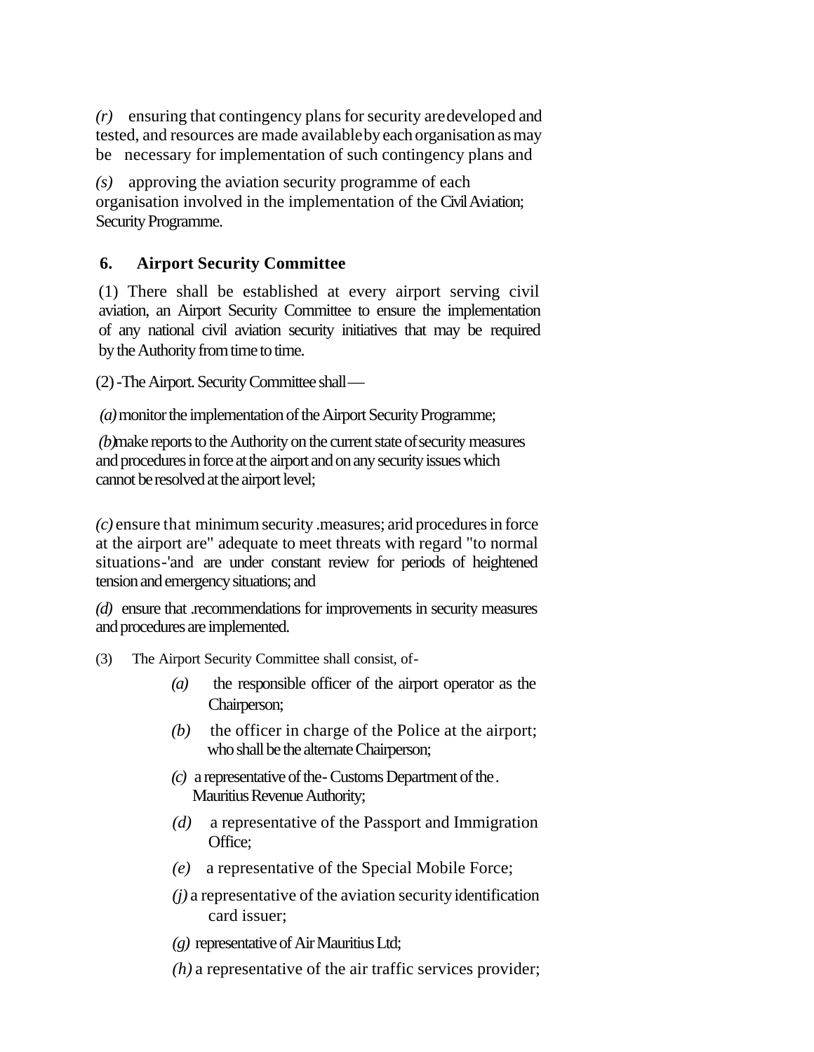*(r)* ensuring that contingency plans for security are developed and tested, and resources are made available by each organisation as may be necessary for implementation of such contingency plans and

*(s)* approving the aviation security programme of each organisation involved in the implementation of the Civil Aviation; Security Programme.

## 6. Airport Security Committee

(1) There shall be established at every airport serving civil aviation, an Airport Security Committee to ensure the implementation of any national civil aviation security initiatives that may be required by the Authority from time to time.

(2) -The Airport. Security Committee shall—

*(a)* monitor the implementation of the Airport Security Programme;

*(b)* make reports to the Authority on the current state of security measures and procedures in force at the airport and on any security issues which cannot be resolved at the airport level;

*(c)* ensure that minimum security .measures; arid procedures in force at the airport are" adequate to meet threats with regard "to normal situations-'and are under constant review for periods of heightened tension and emergency situations; and

*(d)* ensure that .recommendations for improvements in security measures and procedures are implemented.

(3) The Airport Security Committee shall consist, of-

*(a)* the responsible officer of the airport operator as the Chairperson;

*(b)* the officer in charge of the Police at the airport; who shall be the alternate Chairperson;

*(c)* a representative of the- Customs Department of the . Mauritius Revenue Authority;

*(d)* a representative of the Passport and Immigration Office;

*(e)* a representative of the Special Mobile Force;

*(j)* a representative of the aviation security identification card issuer;

*(g)* representative of Air Mauritius Ltd;

*(h)* a representative of the air traffic services provider;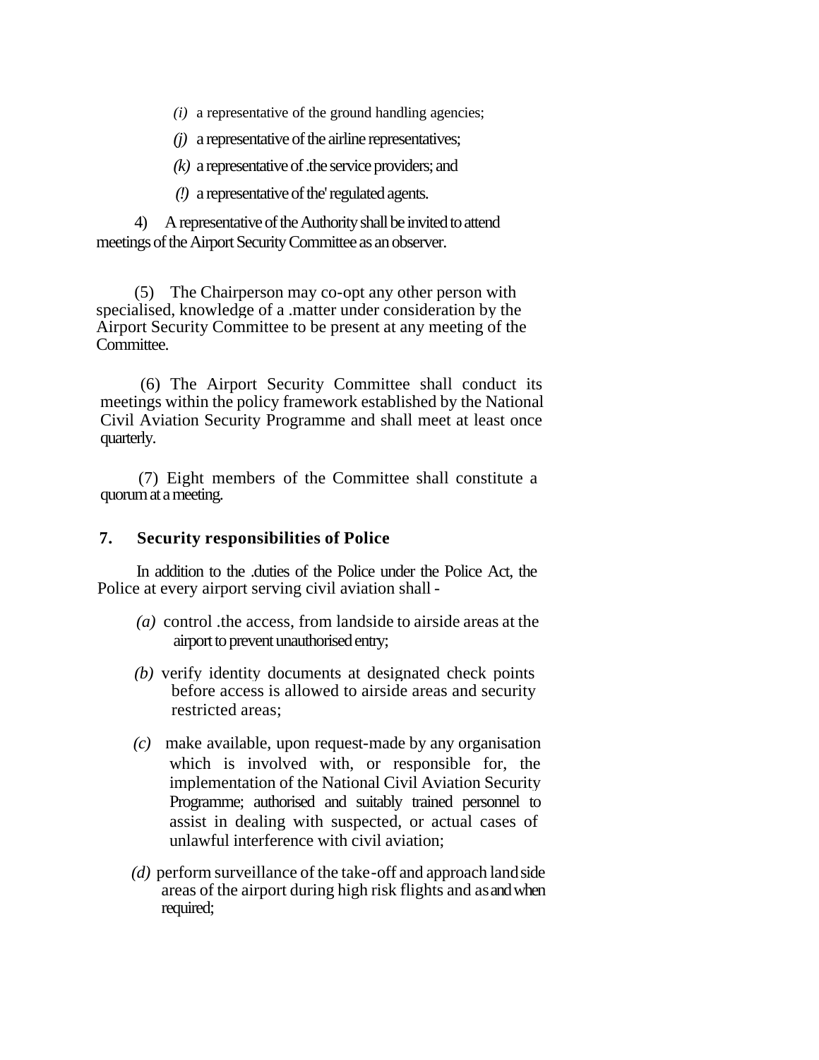(i) a representative of the ground handling agencies;

(j) a representative of the airline representatives;

(k) a representative of .the service providers; and

(!) a representative of the' regulated agents.

4) A representative of the Authority shall be invited to attend meetings of the Airport Security Committee as an observer.

(5) The Chairperson may co-opt any other person with specialised, knowledge of a .matter under consideration by the Airport Security Committee to be present at any meeting of the Committee.

(6) The Airport Security Committee shall conduct its meetings within the policy framework established by the National Civil Aviation Security Programme and shall meet at least once quarterly.

(7) Eight members of the Committee shall constitute a quorum at a meeting.

## 7. Security responsibilities of Police

In addition to the .duties of the Police under the Police Act, the Police at every airport serving civil aviation shall -

*(a)* control .the access, from landside to airside areas at the airport to prevent unauthorised entry;

*(b)* verify identity documents at designated check points before access is allowed to airside areas and security restricted areas;

*(c)* make available, upon request-made by any organisation which is involved with, or responsible for, the implementation of the National Civil Aviation Security Programme; authorised and suitably trained personnel to assist in dealing with suspected, or actual cases of unlawful interference with civil aviation;

*(d)* perform surveillance of the take-off and approach land side areas of the airport during high risk flights and as and when required;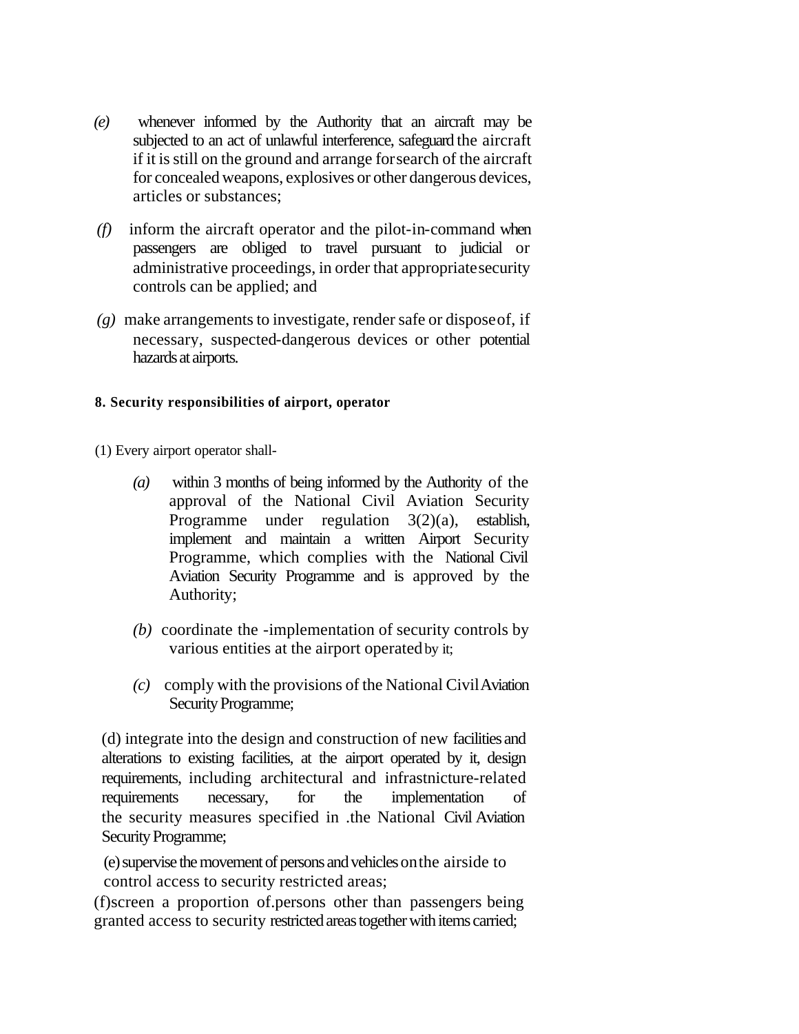*(e)* whenever informed by the Authority that an aircraft may be subjected to an act of unlawful interference, safeguard the aircraft if it is still on the ground and arrange forsearch of the aircraft for concealed weapons, explosives or other dangerous devices, articles or substances;

*(f)* inform the aircraft operator and the pilot-in-command when passengers are obliged to travel pursuant to judicial or administrative proceedings, in order that appropriatesecurity controls can be applied; and

*(g)* make arrangements to investigate, render safe or disposeof, if necessary, suspected-dangerous devices or other potential hazards at airports.

**8. Security responsibilities of airport, operator**

(1) Every airport operator shall-

*(a)* within 3 months of being informed by the Authority of the approval of the National Civil Aviation Security Programme under regulation 3(2)(a), establish, implement and maintain a written Airport Security Programme, which complies with the National Civil Aviation Security Programme and is approved by the Authority;

*(b)* coordinate the -implementation of security controls by various entities at the airport operated by it;

*(c)* comply with the provisions of the National CivilAviation Security Programme;

(d) integrate into the design and construction of new facilities and alterations to existing facilities, at the airport operated by it, design requirements, including architectural and infrastnicture-related requirements necessary, for the implementation of the security measures specified in .the National Civil Aviation Security Programme;

(e) supervise the movement of persons and vehicles onthe airside to control access to security restricted areas;

(f)screen a proportion of.persons other than passengers being granted access to security restricted areas together with items carried;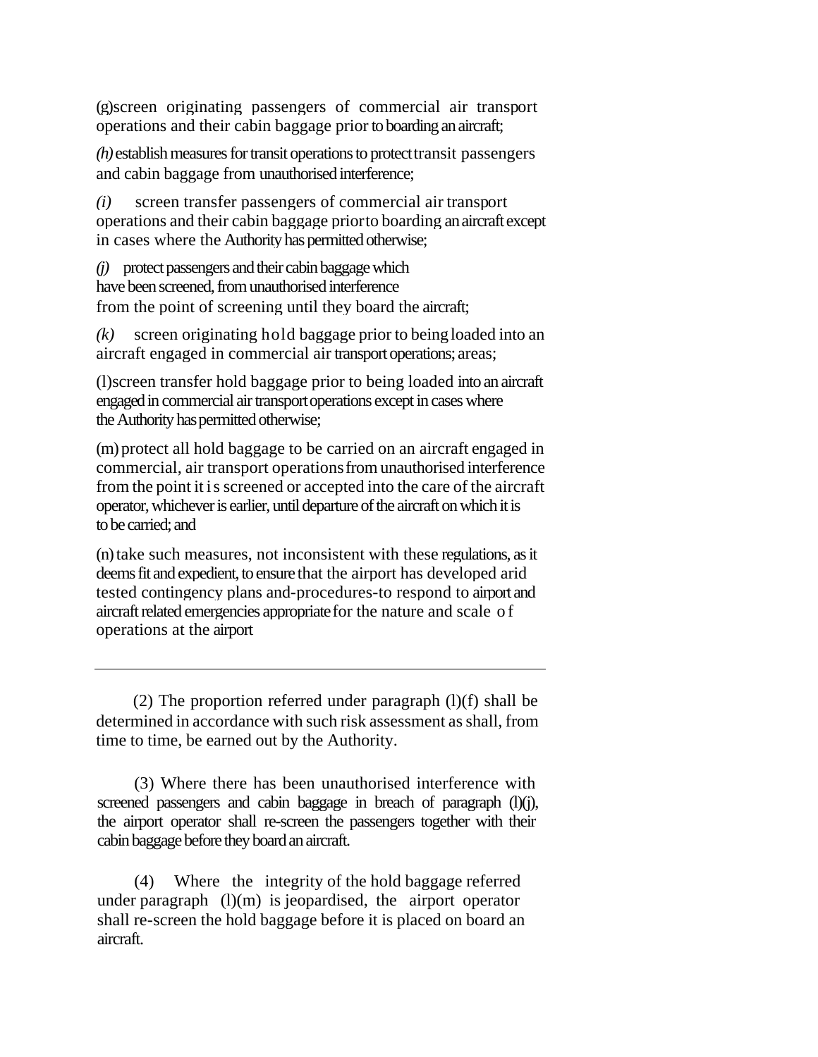(g) screen originating passengers of commercial air transport operations and their cabin baggage prior to boarding an aircraft;

*(h)* establish measures for transit operations to protect transit passengers and cabin baggage from unauthorised interference;

*(i)* screen transfer passengers of commercial air transport operations and their cabin baggage prior to boarding an aircraft except in cases where the Authority has permitted otherwise;

*(j)* protect passengers and their cabin baggage which have been screened, from unauthorised interference from the point of screening until they board the aircraft;

*(k)* screen originating hold baggage prior to being loaded into an aircraft engaged in commercial air transport operations; areas;

(l) screen transfer hold baggage prior to being loaded into an aircraft engaged in commercial air transport operations except in cases where the Authority has permitted otherwise;

(m) protect all hold baggage to be carried on an aircraft engaged in commercial, air transport operations from unauthorised interference from the point it is screened or accepted into the care of the aircraft operator, whichever is earlier, until departure of the aircraft on which it is to be carried; and

(n) take such measures, not inconsistent with these regulations, as it deems fit and expedient, to ensure that the airport has developed arid tested contingency plans and-procedures-to respond to airport and aircraft related emergencies appropriate for the nature and scale of operations at the airport

---

(2) The proportion referred under paragraph (l)(f) shall be determined in accordance with such risk assessment as shall, from time to time, be earned out by the Authority.

(3) Where there has been unauthorised interference with screened passengers and cabin baggage in breach of paragraph (l)(j), the airport operator shall re-screen the passengers together with their cabin baggage before they board an aircraft.

(4) Where the integrity of the hold baggage referred under paragraph (l)(m) is jeopardised, the airport operator shall re-screen the hold baggage before it is placed on board an aircraft.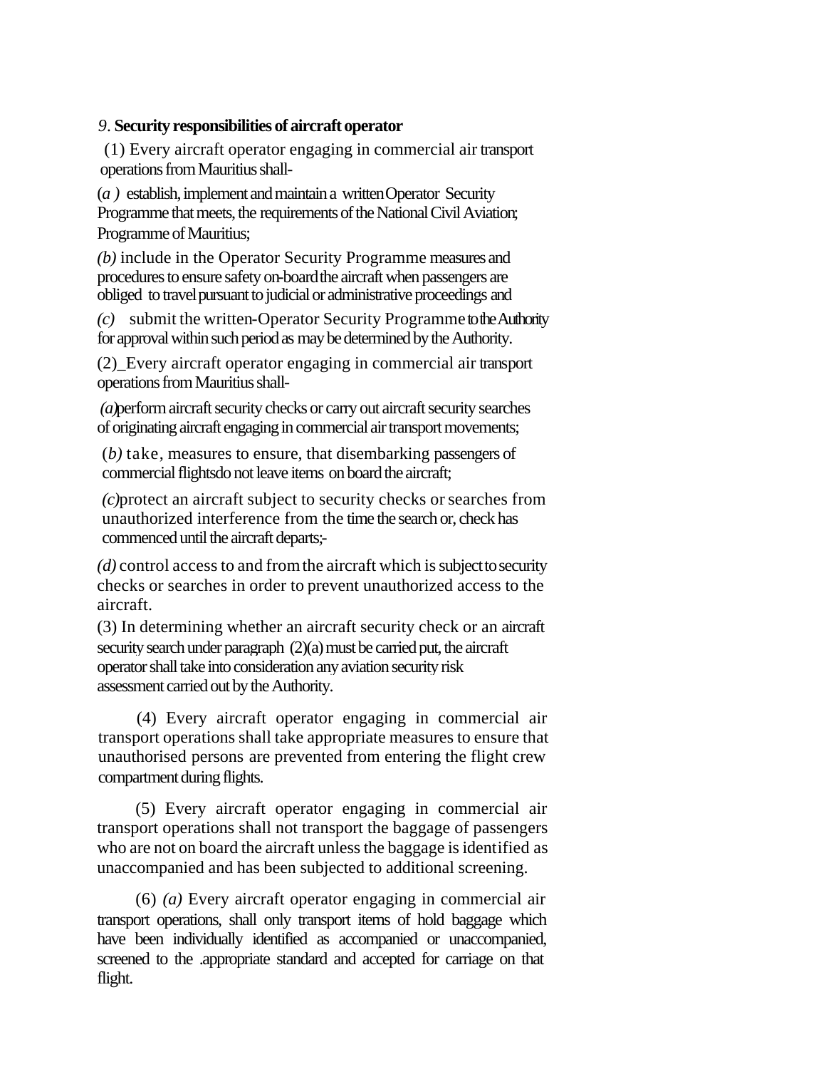*9*. **Security responsibilities of aircraft operator**

(1) Every aircraft operator engaging in commercial air transport operations from Mauritius shall-

(*a* ) establish, implement and maintain a written Operator Security Programme that meets, the requirements of the National Civil Aviation; Programme of Mauritius;

*(b)* include in the Operator Security Programme measures and procedures to ensure safety on-board the aircraft when passengers are obliged to travel pursuant to judicial or administrative proceedings and

*(c)* submit the written-Operator Security Programme to the Authority for approval within such period as may be determined by the Authority.

(2)_Every aircraft operator engaging in commercial air transport operations from Mauritius shall-

*(a)*perform aircraft security checks or carry out aircraft security searches of originating aircraft engaging in commercial air transport movements;

(*b)* take, measures to ensure, that disembarking passengers of commercial flightsdo not leave items on board the aircraft;

*(c)*protect an aircraft subject to security checks or searches from unauthorized interference from the time the search or, check has commenced until the aircraft departs;-

*(d)* control access to and from the aircraft which is subject to security checks or searches in order to prevent unauthorized access to the aircraft.

(3) In determining whether an aircraft security check or an aircraft security search under paragraph (2)(a) must be carried put, the aircraft operator shall take into consideration any aviation security risk assessment carried out by the Authority.

(4) Every aircraft operator engaging in commercial air transport operations shall take appropriate measures to ensure that unauthorised persons are prevented from entering the flight crew compartment during flights.

(5) Every aircraft operator engaging in commercial air transport operations shall not transport the baggage of passengers who are not on board the aircraft unless the baggage is identified as unaccompanied and has been subjected to additional screening.

(6) *(a)* Every aircraft operator engaging in commercial air transport operations, shall only transport items of hold baggage which have been individually identified as accompanied or unaccompanied, screened to the .appropriate standard and accepted for carriage on that flight.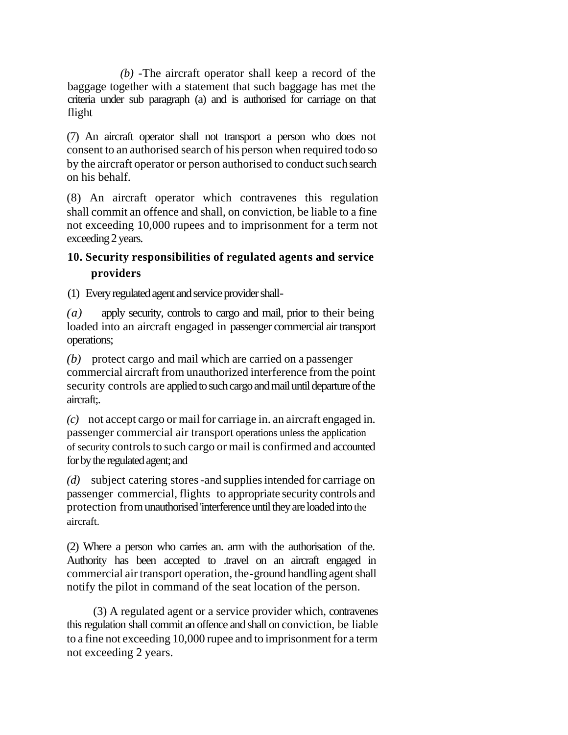*(b)* -The aircraft operator shall keep a record of the baggage together with a statement that such baggage has met the criteria under sub paragraph (a) and is authorised for carriage on that flight

(7) An aircraft operator shall not transport a person who does not consent to an authorised search of his person when required to do so by the aircraft operator or person authorised to conduct such search on his behalf.

(8) An aircraft operator which contravenes this regulation shall commit an offence and shall, on conviction, be liable to a fine not exceeding 10,000 rupees and to imprisonment for a term not exceeding 2 years.

**10. Security responsibilities of regulated agents and service providers**

(1) Every regulated agent and service provider shall-

*(a)* apply security, controls to cargo and mail, prior to their being loaded into an aircraft engaged in passenger commercial air transport operations;

*(b)* protect cargo and mail which are carried on a passenger commercial aircraft from unauthorized interference from the point security controls are applied to such cargo and mail until departure of the aircraft;.

*(c)* not accept cargo or mail for carriage in. an aircraft engaged in. passenger commercial air transport operations unless the application of security controls to such cargo or mail is confirmed and accounted for by the regulated agent; and

*(d)* subject catering stores -and supplies intended for carriage on passenger commercial, flights to appropriate security controls and protection from unauthorised 'interference until they are loaded into the aircraft.

(2) Where a person who carries an. arm with the authorisation of the. Authority has been accepted to .travel on an aircraft engaged in commercial air transport operation, the-ground handling agent shall notify the pilot in command of the seat location of the person.

(3) A regulated agent or a service provider which, contravenes this regulation shall commit an offence and shall on conviction, be liable to a fine not exceeding 10,000 rupee and to imprisonment for a term not exceeding 2 years.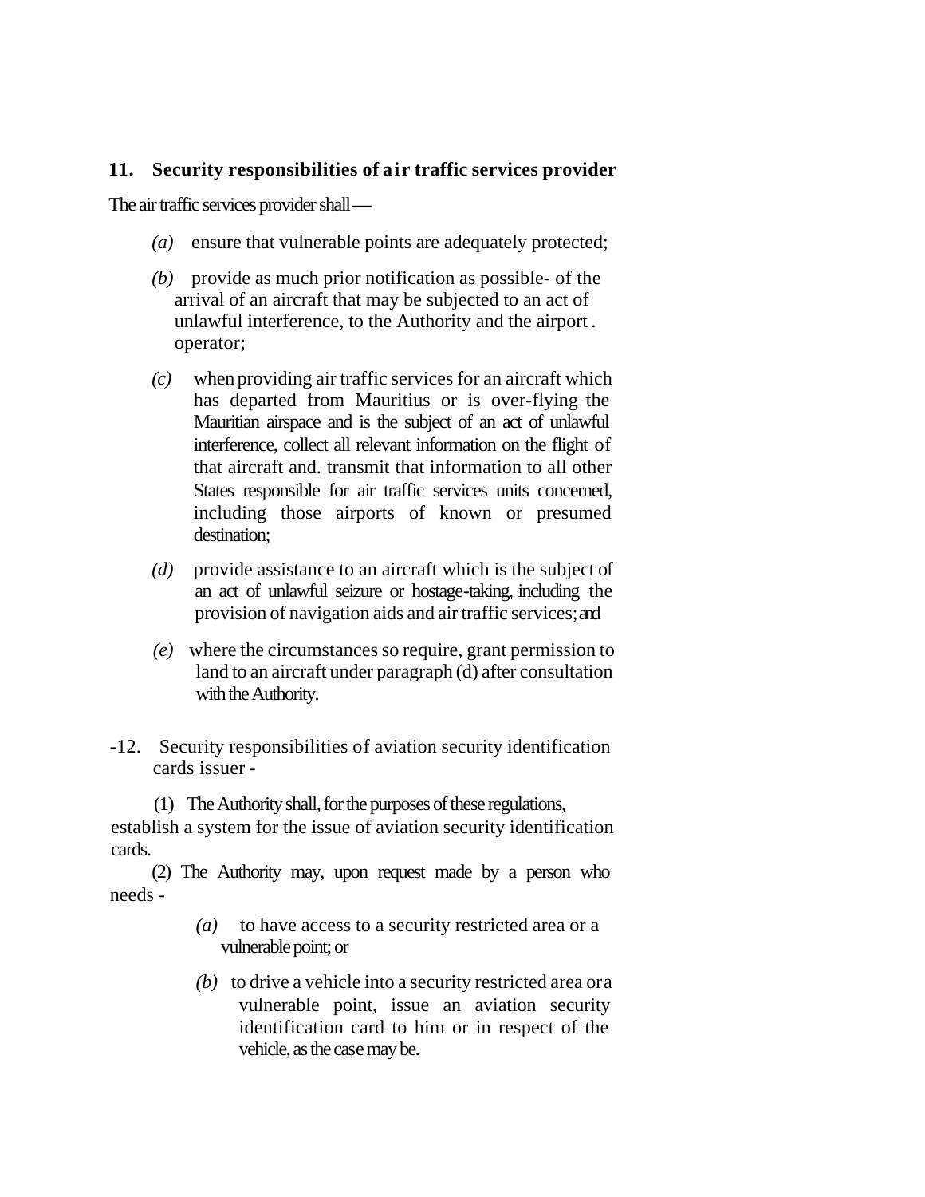## 11. Security responsibilities of air traffic services provider

The air traffic services provider shall —

*(a)* ensure that vulnerable points are adequately protected;

*(b)* provide as much prior notification as possible- of the arrival of an aircraft that may be subjected to an act of unlawful interference, to the Authority and the airport . operator;

*(c)* when providing air traffic services for an aircraft which has departed from Mauritius or is over-flying the Mauritian airspace and is the subject of an act of unlawful interference, collect all relevant information on the flight of that aircraft and. transmit that information to all other States responsible for air traffic services units concerned, including those airports of known or presumed destination;

*(d)* provide assistance to an aircraft which is the subject of an act of unlawful seizure or hostage-taking, including the provision of navigation aids and air traffic services; and

*(e)* where the circumstances so require, grant permission to land to an aircraft under paragraph (d) after consultation with the Authority.

-12. Security responsibilities of aviation security identification cards issuer -

(1) The Authority shall, for the purposes of these regulations, establish a system for the issue of aviation security identification cards.

(2) The Authority may, upon request made by a person who needs -

*(a)* to have access to a security restricted area or a vulnerable point; or

*(b)* to drive a vehicle into a security restricted area or a vulnerable point, issue an aviation security identification card to him or in respect of the vehicle, as the case may be.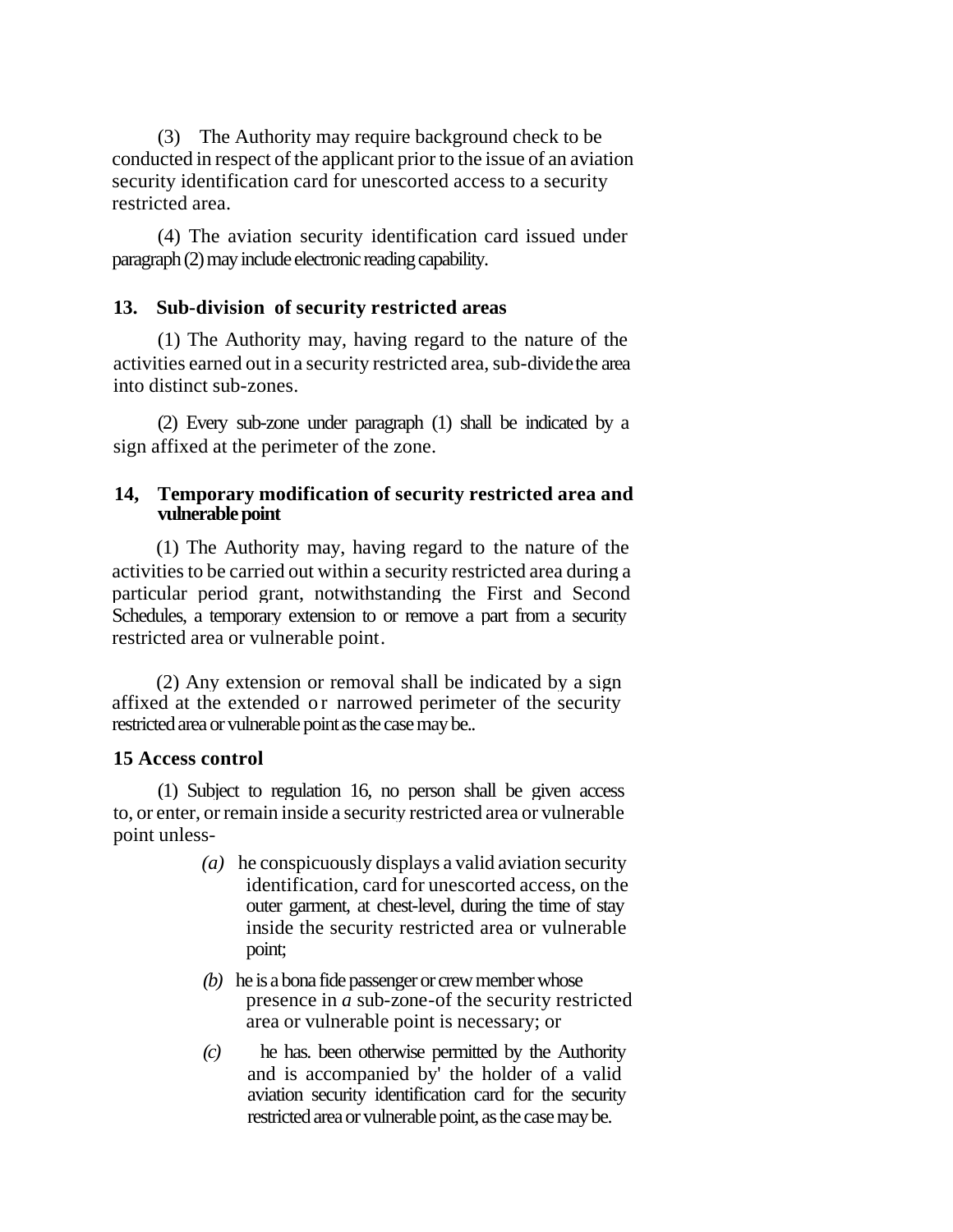(3) The Authority may require background check to be conducted in respect of the applicant prior to the issue of an aviation security identification card for unescorted access to a security restricted area.

(4) The aviation security identification card issued under paragraph (2) may include electronic reading capability.

### 13. Sub-division of security restricted areas

(1) The Authority may, having regard to the nature of the activities earned out in a security restricted area, sub-divide the area into distinct sub-zones.

(2) Every sub-zone under paragraph (1) shall be indicated by a sign affixed at the perimeter of the zone.

### 14, Temporary modification of security restricted area and vulnerable point

(1) The Authority may, having regard to the nature of the activities to be carried out within a security restricted area during a particular period grant, notwithstanding the First and Second Schedules, a temporary extension to or remove a part from a security restricted area or vulnerable point.

(2) Any extension or removal shall be indicated by a sign affixed at the extended or narrowed perimeter of the security restricted area or vulnerable point as the case may be..

### 15 Access control

(1) Subject to regulation 16, no person shall be given access to, or enter, or remain inside a security restricted area or vulnerable point unless-

*(a)* he conspicuously displays a valid aviation security identification, card for unescorted access, on the outer garment, at chest-level, during the time of stay inside the security restricted area or vulnerable point;

*(b)* he is a bona fide passenger or crew member whose presence in *a* sub-zone-of the security restricted area or vulnerable point is necessary; or

*(c)* he has. been otherwise permitted by the Authority and is accompanied by' the holder of a valid aviation security identification card for the security restricted area or vulnerable point, as the case may be.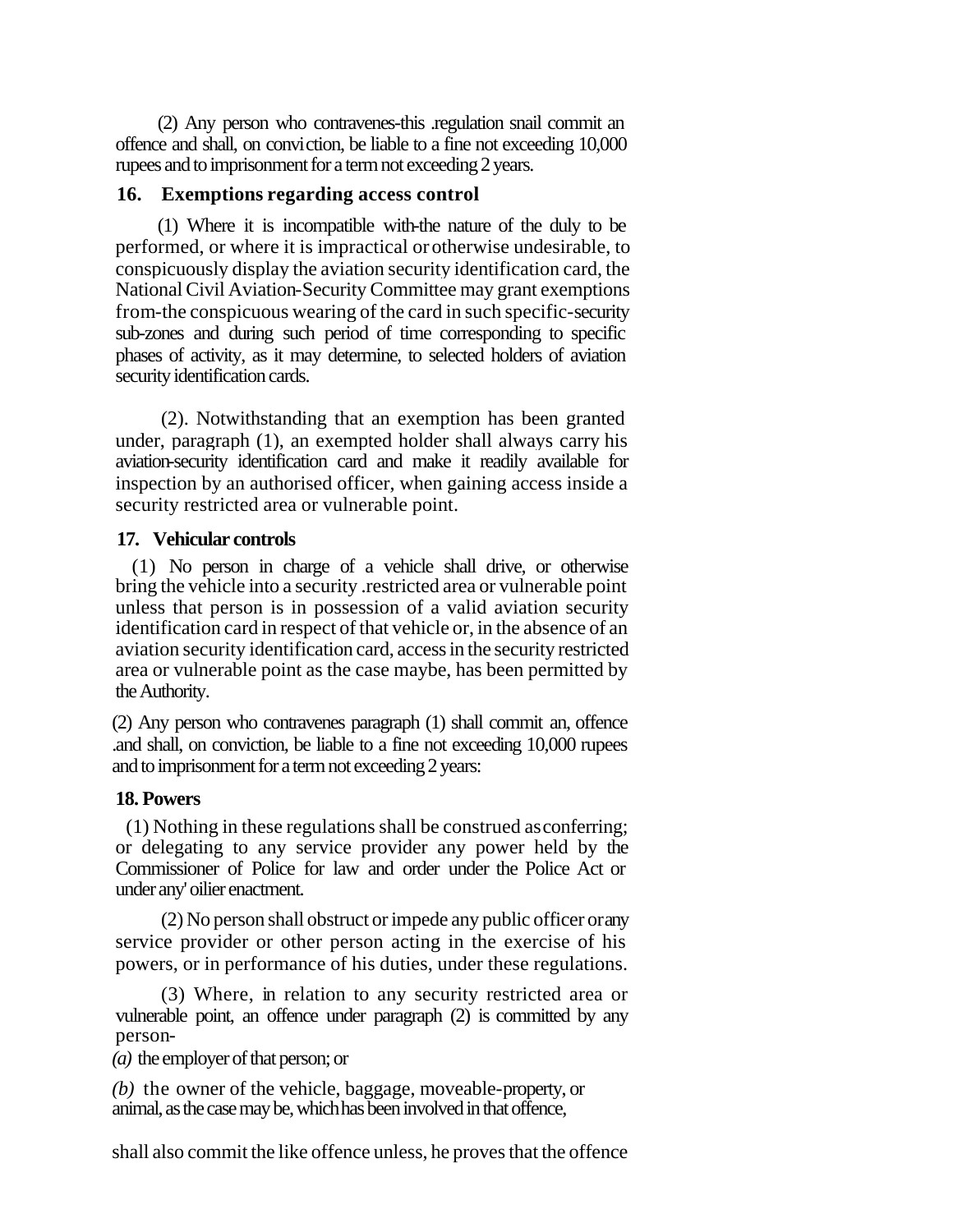(2) Any person who contravenes-this .regulation snail commit an offence and shall, on conviction, be liable to a fine not exceeding 10,000 rupees and to imprisonment for a term not exceeding 2 years.

## 16. Exemptions regarding access control

(1) Where it is incompatible with-the nature of the duly to be performed, or where it is impractical or otherwise undesirable, to conspicuously display the aviation security identification card, the National Civil Aviation-Security Committee may grant exemptions from-the conspicuous wearing of the card in such specific-security sub-zones and during such period of time corresponding to specific phases of activity, as it may determine, to selected holders of aviation security identification cards.

(2). Notwithstanding that an exemption has been granted under, paragraph (1), an exempted holder shall always carry his aviation-security identification card and make it readily available for inspection by an authorised officer, when gaining access inside a security restricted area or vulnerable point.

## 17. Vehicular controls

(1) No person in charge of a vehicle shall drive, or otherwise bring the vehicle into a security .restricted area or vulnerable point unless that person is in possession of a valid aviation security identification card in respect of that vehicle or, in the absence of an aviation security identification card, access in the security restricted area or vulnerable point as the case maybe, has been permitted by the Authority.

(2) Any person who contravenes paragraph (1) shall commit an, offence .and shall, on conviction, be liable to a fine not exceeding 10,000 rupees and to imprisonment for a term not exceeding 2 years:

## 18. Powers

(1) Nothing in these regulations shall be construed as conferring; or delegating to any service provider any power held by the Commissioner of Police for law and order under the Police Act or under any' oilier enactment.

(2) No person shall obstruct or impede any public officer or any service provider or other person acting in the exercise of his powers, or in performance of his duties, under these regulations.

(3) Where, in relation to any security restricted area or vulnerable point, an offence under paragraph (2) is committed by any person-

*(a)* the employer of that person; or

*(b)* the owner of the vehicle, baggage, moveable-property, or animal, as the case may be, which has been involved in that offence,

shall also commit the like offence unless, he proves that the offence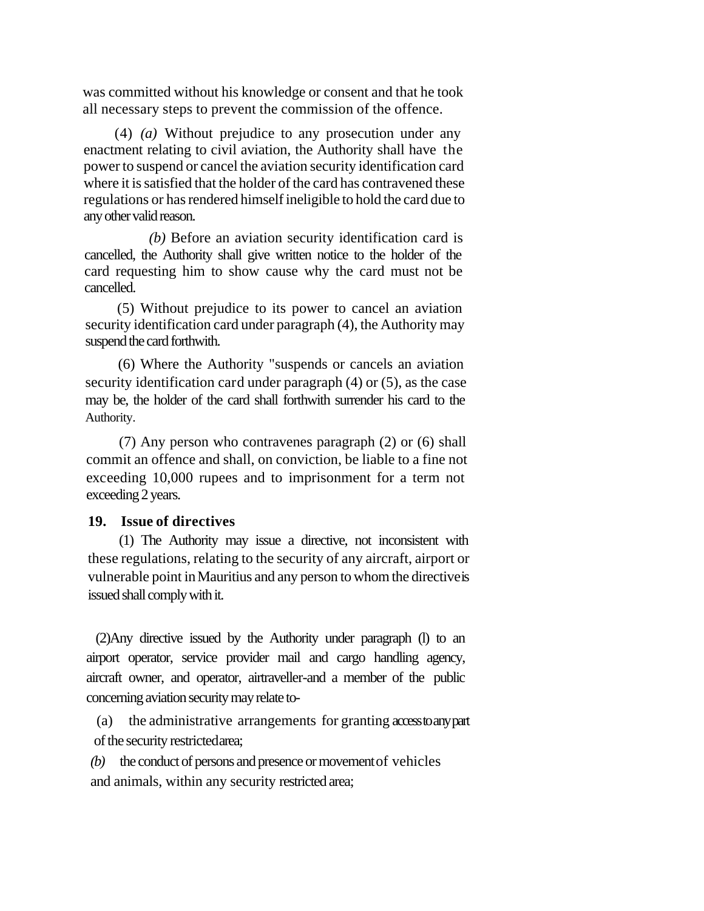was committed without his knowledge or consent and that he took all necessary steps to prevent the commission of the offence.

(4) *(a)* Without prejudice to any prosecution under any enactment relating to civil aviation, the Authority shall have the power to suspend or cancel the aviation security identification card where it is satisfied that the holder of the card has contravened these regulations or has rendered himself ineligible to hold the card due to any other valid reason.

*(b)* Before an aviation security identification card is cancelled, the Authority shall give written notice to the holder of the card requesting him to show cause why the card must not be cancelled.

(5) Without prejudice to its power to cancel an aviation security identification card under paragraph (4), the Authority may suspend the card forthwith.

(6) Where the Authority "suspends or cancels an aviation security identification card under paragraph (4) or (5), as the case may be, the holder of the card shall forthwith surrender his card to the Authority.

(7) Any person who contravenes paragraph (2) or (6) shall commit an offence and shall, on conviction, be liable to a fine not exceeding 10,000 rupees and to imprisonment for a term not exceeding 2 years.

**19. Issue of directives**

(1) The Authority may issue a directive, not inconsistent with these regulations, relating to the security of any aircraft, airport or vulnerable point in Mauritius and any person to whom the directive is issued shall comply with it.

(2)Any directive issued by the Authority under paragraph (l) to an airport operator, service provider mail and cargo handling agency, aircraft owner, and operator, airtraveller-and a member of the public concerning aviation security may relate to-

(a) the administrative arrangements for granting access to any part of the security restricted area;

*(b)* the conduct of persons and presence or movement of vehicles and animals, within any security restricted area;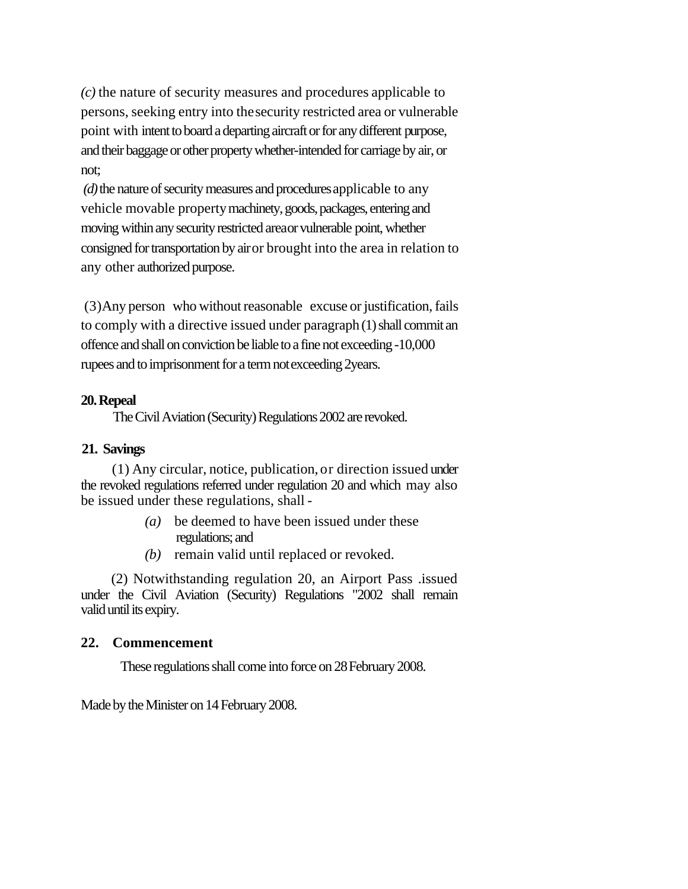*(c)* the nature of security measures and procedures applicable to persons, seeking entry into the security restricted area or vulnerable point with intent to board a departing aircraft or for any different purpose, and their baggage or other property whether-intended for carriage by air, or not;

*(d)* the nature of security measures and procedures applicable to any vehicle movable property machinety, goods, packages, entering and moving within any security restricted area or vulnerable point, whether consigned for transportation by air or brought into the area in relation to any other authorized purpose.

(3) Any person who without reasonable excuse or justification, fails to comply with a directive issued under paragraph (1) shall commit an offence and shall on conviction be liable to a fine not exceeding -10,000 rupees and to imprisonment for a term not exceeding 2years.

**20. Repeal**

The Civil Aviation (Security) Regulations 2002 are revoked.

**21. Savings**

(1) Any circular, notice, publication, or direction issued under the revoked regulations referred under regulation 20 and which may also be issued under these regulations, shall -

*(a)* be deemed to have been issued under these regulations; and

*(b)* remain valid until replaced or revoked.

(2) Notwithstanding regulation 20, an Airport Pass .issued under the Civil Aviation (Security) Regulations "2002 shall remain valid until its expiry.

**22. Commencement**

These regulations shall come into force on 28 February 2008.

Made by the Minister on 14 February 2008.